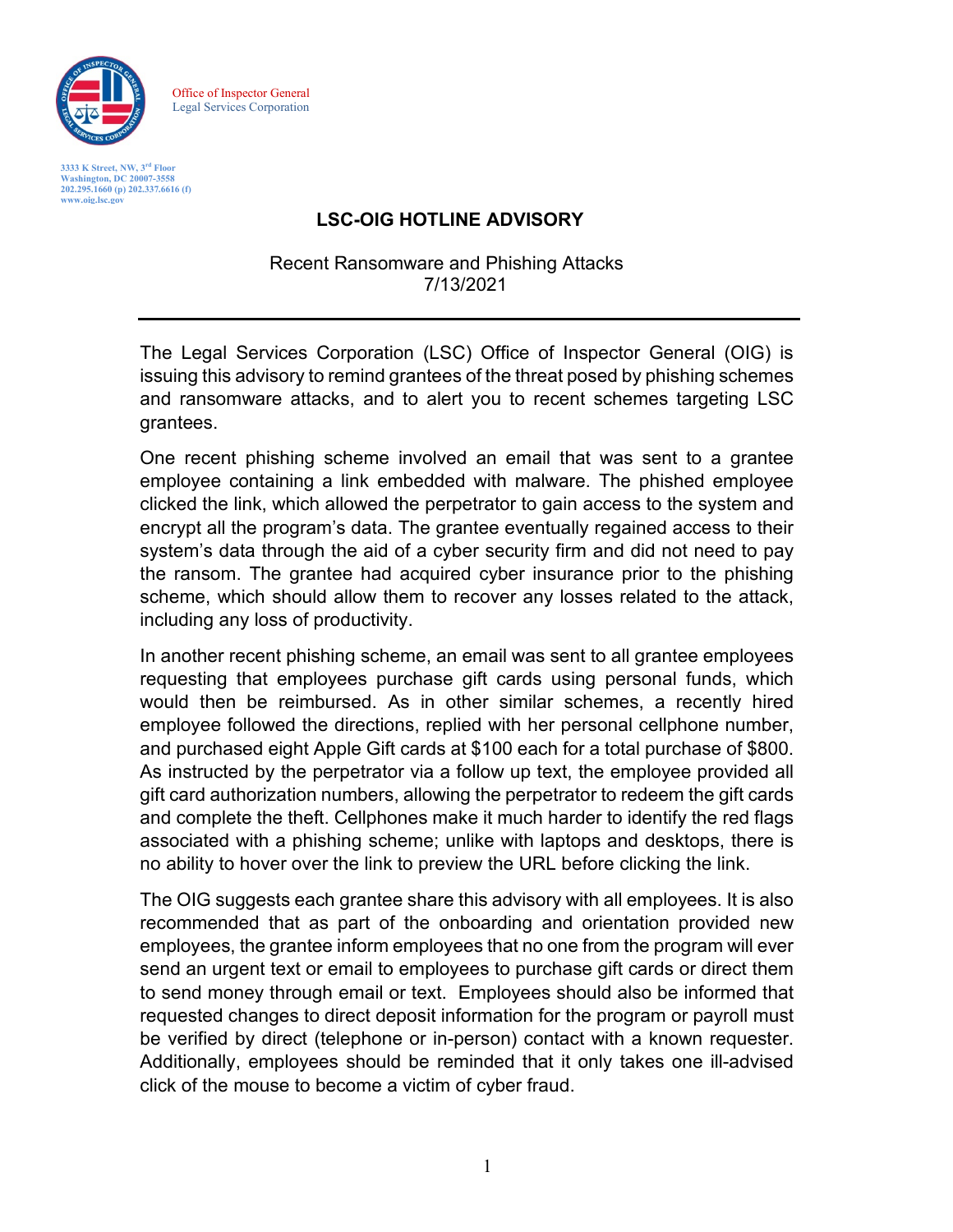Office of Inspector General
Legal Services Corporation

3333 K Street, NW, 3rd Floor
Washington, DC 20007-3558
202.295.1660 (p) 202.337.6616 (f)
www.oig.lsc.gov

# LSC-OIG HOTLINE ADVISORY

Recent Ransomware and Phishing Attacks
7/13/2021

---

The Legal Services Corporation (LSC) Office of Inspector General (OIG) is issuing this advisory to remind grantees of the threat posed by phishing schemes and ransomware attacks, and to alert you to recent schemes targeting LSC grantees.

One recent phishing scheme involved an email that was sent to a grantee employee containing a link embedded with malware. The phished employee clicked the link, which allowed the perpetrator to gain access to the system and encrypt all the program's data. The grantee eventually regained access to their system's data through the aid of a cyber security firm and did not need to pay the ransom. The grantee had acquired cyber insurance prior to the phishing scheme, which should allow them to recover any losses related to the attack, including any loss of productivity.

In another recent phishing scheme, an email was sent to all grantee employees requesting that employees purchase gift cards using personal funds, which would then be reimbursed. As in other similar schemes, a recently hired employee followed the directions, replied with her personal cellphone number, and purchased eight Apple Gift cards at $100 each for a total purchase of $800. As instructed by the perpetrator via a follow up text, the employee provided all gift card authorization numbers, allowing the perpetrator to redeem the gift cards and complete the theft. Cellphones make it much harder to identify the red flags associated with a phishing scheme; unlike with laptops and desktops, there is no ability to hover over the link to preview the URL before clicking the link.

The OIG suggests each grantee share this advisory with all employees. It is also recommended that as part of the onboarding and orientation provided new employees, the grantee inform employees that no one from the program will ever send an urgent text or email to employees to purchase gift cards or direct them to send money through email or text. Employees should also be informed that requested changes to direct deposit information for the program or payroll must be verified by direct (telephone or in-person) contact with a known requester. Additionally, employees should be reminded that it only takes one ill-advised click of the mouse to become a victim of cyber fraud.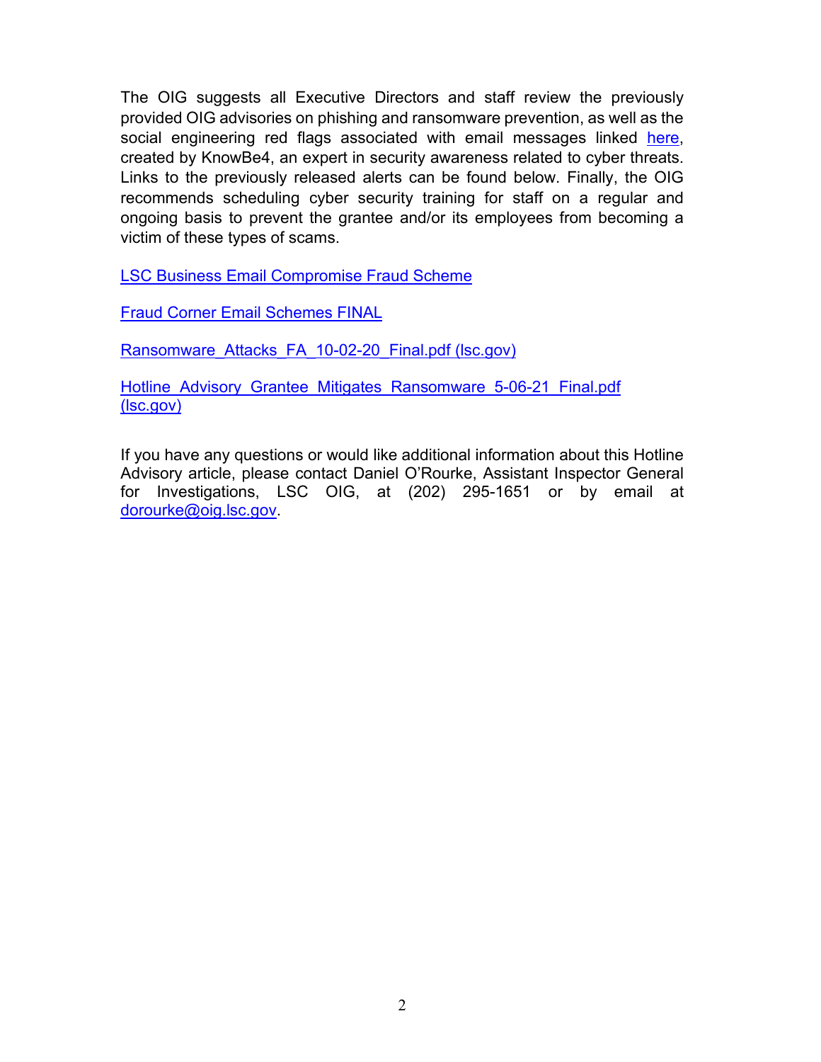The OIG suggests all Executive Directors and staff review the previously provided OIG advisories on phishing and ransomware prevention, as well as the social engineering red flags associated with email messages linked here, created by KnowBe4, an expert in security awareness related to cyber threats. Links to the previously released alerts can be found below. Finally, the OIG recommends scheduling cyber security training for staff on a regular and ongoing basis to prevent the grantee and/or its employees from becoming a victim of these types of scams.

LSC Business Email Compromise Fraud Scheme

Fraud Corner Email Schemes FINAL

Ransomware_Attacks_FA_10-02-20_Final.pdf (lsc.gov)

Hotline_Advisory_Grantee_Mitigates_Ransomware_5-06-21_Final.pdf (lsc.gov)

If you have any questions or would like additional information about this Hotline Advisory article, please contact Daniel O'Rourke, Assistant Inspector General for Investigations, LSC OIG, at (202) 295-1651 or by email at dorourke@oig.lsc.gov.